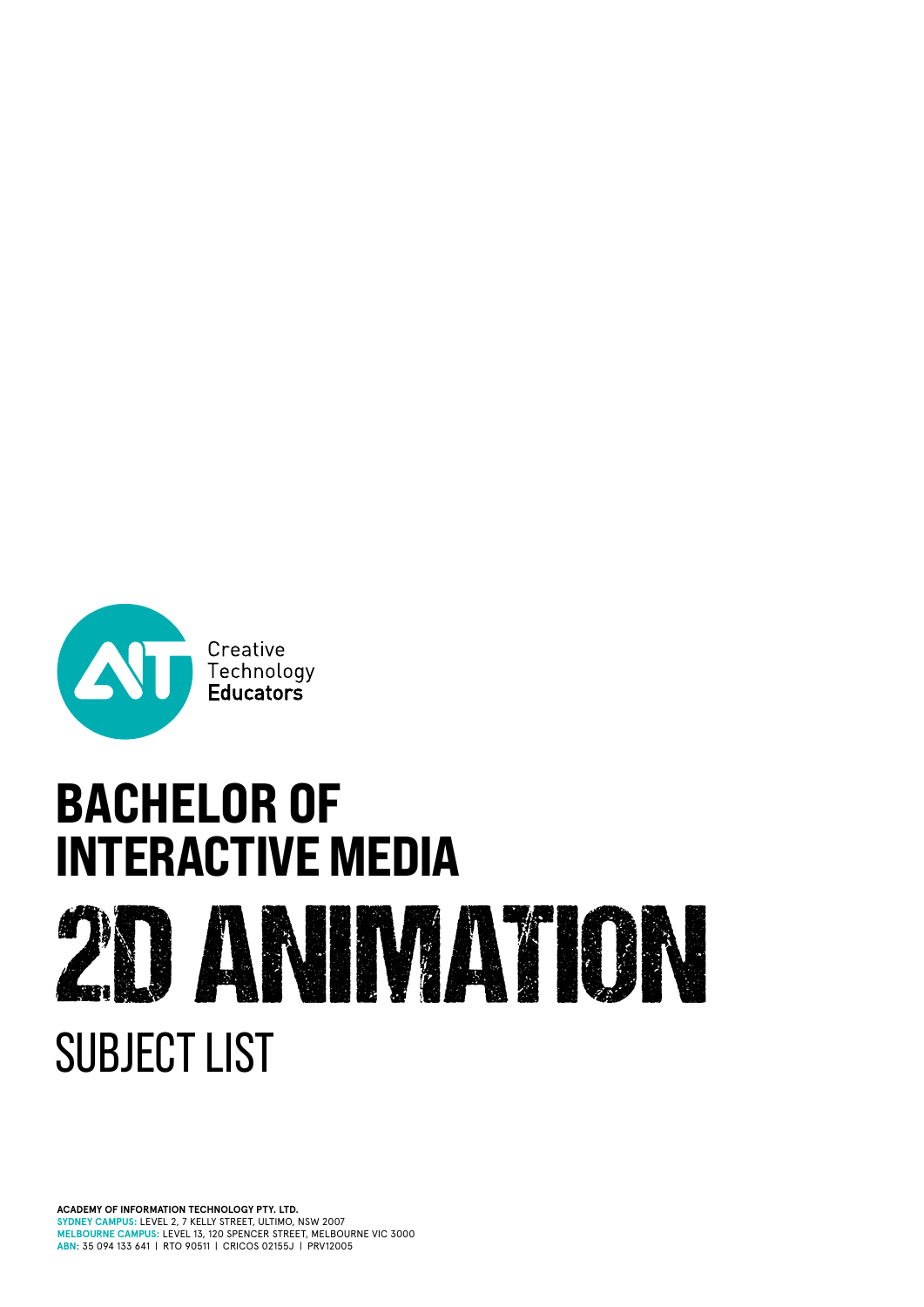Creative
Technology
**Educators**

# BACHELOR OF INTERACTIVE MEDIA

# 2D ANIMATION

## SUBJECT LIST

**ACADEMY OF INFORMATION TECHNOLOGY PTY. LTD.**
**SYDNEY CAMPUS:** LEVEL 2, 7 KELLY STREET, ULTIMO, NSW 2007
**MELBOURNE CAMPUS:** LEVEL 13, 120 SPENCER STREET, MELBOURNE VIC 3000
**ABN**: 35 094 133 641 | RTO 90511 | CRICOS 02155J | PRV12005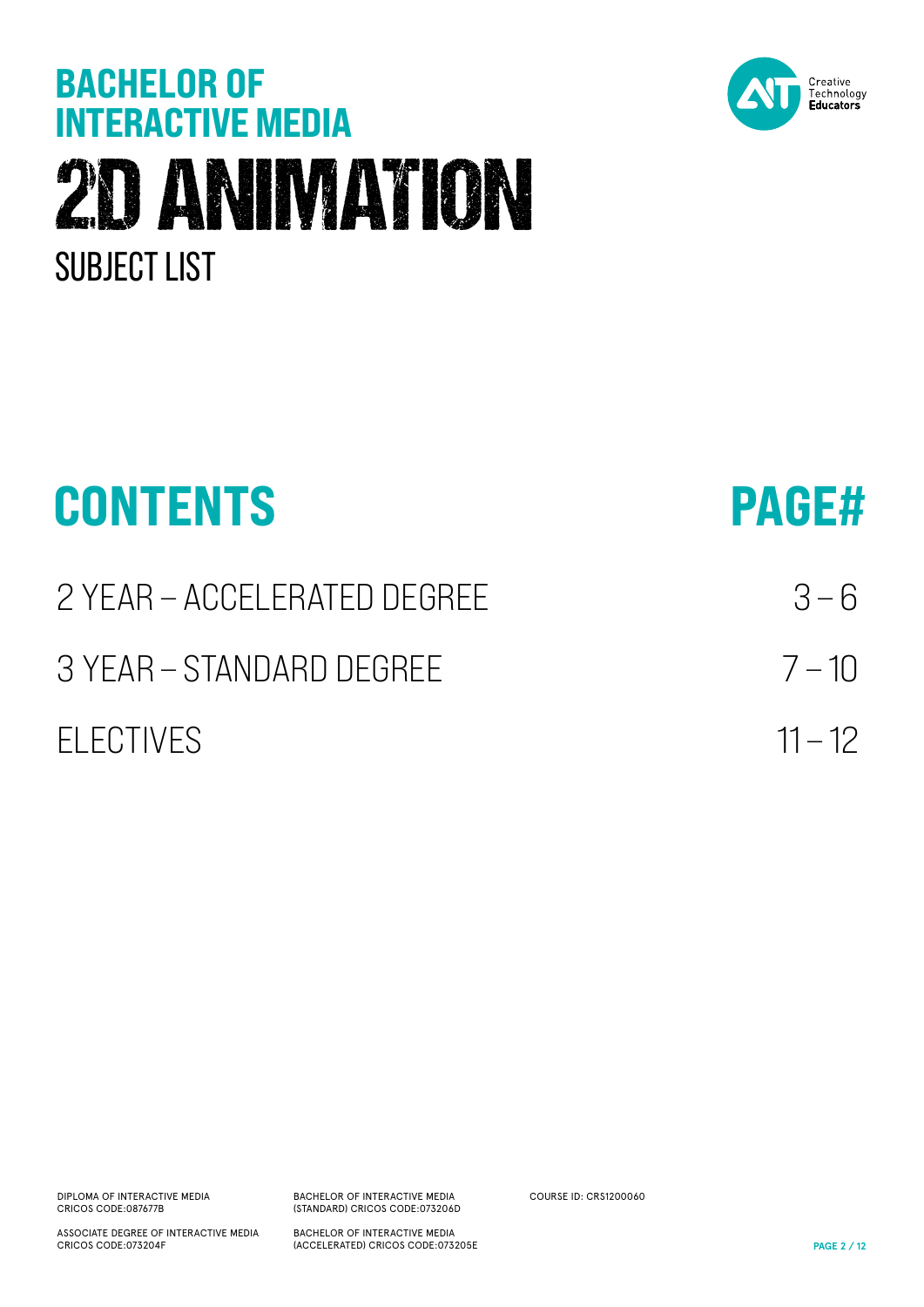# BACHELOR OF INTERACTIVE MEDIA

# 2D ANIMATION

## SUBJECT LIST

| CONTENTS | PAGE# |
| --- | --- |
| 2 YEAR – ACCELERATED DEGREE | 3 – 6 |
| 3 YEAR – STANDARD DEGREE | 7 – 10 |
| ELECTIVES | 11 – 12 |

DIPLOMA OF INTERACTIVE MEDIA
CRICOS CODE:087677B

ASSOCIATE DEGREE OF INTERACTIVE MEDIA
CRICOS CODE:073204F

BACHELOR OF INTERACTIVE MEDIA
(STANDARD) CRICOS CODE:073206D

BACHELOR OF INTERACTIVE MEDIA
(ACCELERATED) CRICOS CODE:073205E

COURSE ID: CRS1200060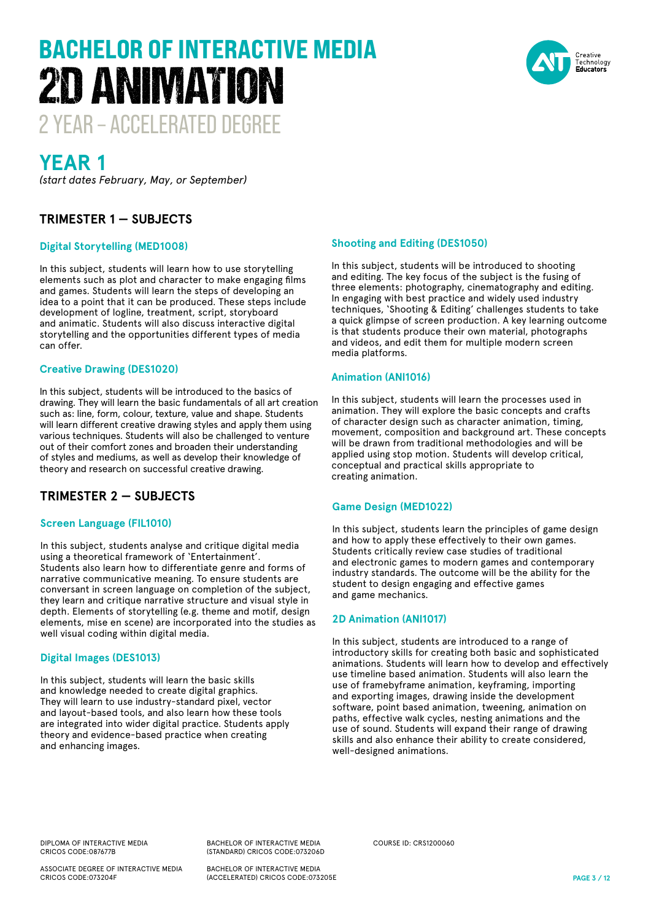# BACHELOR OF INTERACTIVE MEDIA
# 2D ANIMATION
## 2 YEAR – ACCELERATED DEGREE

## YEAR 1
*(start dates February, May, or September)*

### TRIMESTER 1 — SUBJECTS

#### Digital Storytelling (MED1008)

In this subject, students will learn how to use storytelling elements such as plot and character to make engaging films and games. Students will learn the steps of developing an idea to a point that it can be produced. These steps include development of logline, treatment, script, storyboard and animatic. Students will also discuss interactive digital storytelling and the opportunities different types of media can offer.

#### Creative Drawing (DES1020)

In this subject, students will be introduced to the basics of drawing. They will learn the basic fundamentals of all art creation such as: line, form, colour, texture, value and shape. Students will learn different creative drawing styles and apply them using various techniques. Students will also be challenged to venture out of their comfort zones and broaden their understanding of styles and mediums, as well as develop their knowledge of theory and research on successful creative drawing.

#### Shooting and Editing (DES1050)

In this subject, students will be introduced to shooting and editing. The key focus of the subject is the fusing of three elements: photography, cinematography and editing. In engaging with best practice and widely used industry techniques, 'Shooting & Editing' challenges students to take a quick glimpse of screen production. A key learning outcome is that students produce their own material, photographs and videos, and edit them for multiple modern screen media platforms.

#### Animation (ANI1016)

In this subject, students will learn the processes used in animation. They will explore the basic concepts and crafts of character design such as character animation, timing, movement, composition and background art. These concepts will be drawn from traditional methodologies and will be applied using stop motion. Students will develop critical, conceptual and practical skills appropriate to creating animation.

### TRIMESTER 2 — SUBJECTS

#### Screen Language (FIL1010)

In this subject, students analyse and critique digital media using a theoretical framework of 'Entertainment'. Students also learn how to differentiate genre and forms of narrative communicative meaning. To ensure students are conversant in screen language on completion of the subject, they learn and critique narrative structure and visual style in depth. Elements of storytelling (e.g. theme and motif, design elements, mise en scene) are incorporated into the studies as well visual coding within digital media.

#### Digital Images (DES1013)

In this subject, students will learn the basic skills and knowledge needed to create digital graphics. They will learn to use industry-standard pixel, vector and layout-based tools, and also learn how these tools are integrated into wider digital practice. Students apply theory and evidence-based practice when creating and enhancing images.

#### Game Design (MED1022)

In this subject, students learn the principles of game design and how to apply these effectively to their own games. Students critically review case studies of traditional and electronic games to modern games and contemporary industry standards. The outcome will be the ability for the student to design engaging and effective games and game mechanics.

#### 2D Animation (ANI1017)

In this subject, students are introduced to a range of introductory skills for creating both basic and sophisticated animations. Students will learn how to develop and effectively use timeline based animation. Students will also learn the use of framebyframe animation, keyframing, importing and exporting images, drawing inside the development software, point based animation, tweening, animation on paths, effective walk cycles, nesting animations and the use of sound. Students will expand their range of drawing skills and also enhance their ability to create considered, well-designed animations.

DIPLOMA OF INTERACTIVE MEDIA CRICOS CODE:087677B

ASSOCIATE DEGREE OF INTERACTIVE MEDIA CRICOS CODE:073204F

BACHELOR OF INTERACTIVE MEDIA (STANDARD) CRICOS CODE:073206D

BACHELOR OF INTERACTIVE MEDIA (ACCELERATED) CRICOS CODE:073205E

COURSE ID: CRS1200060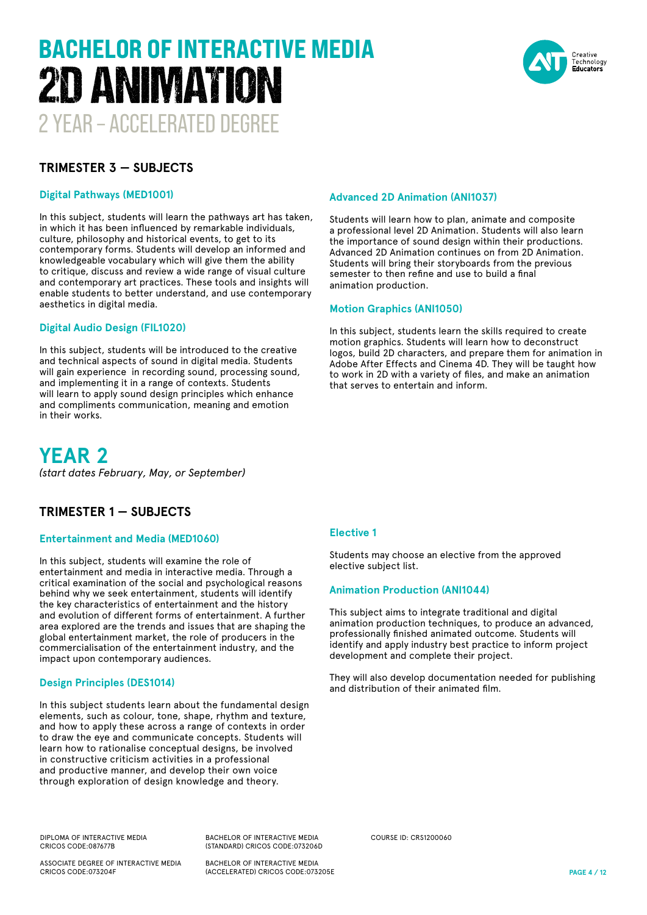# BACHELOR OF INTERACTIVE MEDIA
# 2D ANIMATION
## 2 YEAR – ACCELERATED DEGREE

### TRIMESTER 3 — SUBJECTS

#### Digital Pathways (MED1001)

In this subject, students will learn the pathways art has taken, in which it has been influenced by remarkable individuals, culture, philosophy and historical events, to get to its contemporary forms. Students will develop an informed and knowledgeable vocabulary which will give them the ability to critique, discuss and review a wide range of visual culture and contemporary art practices. These tools and insights will enable students to better understand, and use contemporary aesthetics in digital media.

#### Digital Audio Design (FIL1020)

In this subject, students will be introduced to the creative and technical aspects of sound in digital media. Students will gain experience in recording sound, processing sound, and implementing it in a range of contexts. Students will learn to apply sound design principles which enhance and compliments communication, meaning and emotion in their works.

#### Advanced 2D Animation (ANI1037)

Students will learn how to plan, animate and composite a professional level 2D Animation. Students will also learn the importance of sound design within their productions. Advanced 2D Animation continues on from 2D Animation. Students will bring their storyboards from the previous semester to then refine and use to build a final animation production.

#### Motion Graphics (ANI1050)

In this subject, students learn the skills required to create motion graphics. Students will learn how to deconstruct logos, build 2D characters, and prepare them for animation in Adobe After Effects and Cinema 4D. They will be taught how to work in 2D with a variety of files, and make an animation that serves to entertain and inform.

## YEAR 2

*(start dates February, May, or September)*

### TRIMESTER 1 — SUBJECTS

#### Entertainment and Media (MED1060)

In this subject, students will examine the role of entertainment and media in interactive media. Through a critical examination of the social and psychological reasons behind why we seek entertainment, students will identify the key characteristics of entertainment and the history and evolution of different forms of entertainment. A further area explored are the trends and issues that are shaping the global entertainment market, the role of producers in the commercialisation of the entertainment industry, and the impact upon contemporary audiences.

#### Design Principles (DES1014)

In this subject students learn about the fundamental design elements, such as colour, tone, shape, rhythm and texture, and how to apply these across a range of contexts in order to draw the eye and communicate concepts. Students will learn how to rationalise conceptual designs, be involved in constructive criticism activities in a professional and productive manner, and develop their own voice through exploration of design knowledge and theory.

#### Elective 1

Students may choose an elective from the approved elective subject list.

#### Animation Production (ANI1044)

This subject aims to integrate traditional and digital animation production techniques, to produce an advanced, professionally finished animated outcome. Students will identify and apply industry best practice to inform project development and complete their project.

They will also develop documentation needed for publishing and distribution of their animated film.

DIPLOMA OF INTERACTIVE MEDIA
CRICOS CODE:087677B

ASSOCIATE DEGREE OF INTERACTIVE MEDIA
CRICOS CODE:073204F

BACHELOR OF INTERACTIVE MEDIA
(STANDARD) CRICOS CODE:073206D

BACHELOR OF INTERACTIVE MEDIA
(ACCELERATED) CRICOS CODE:073205E

COURSE ID: CRS1200060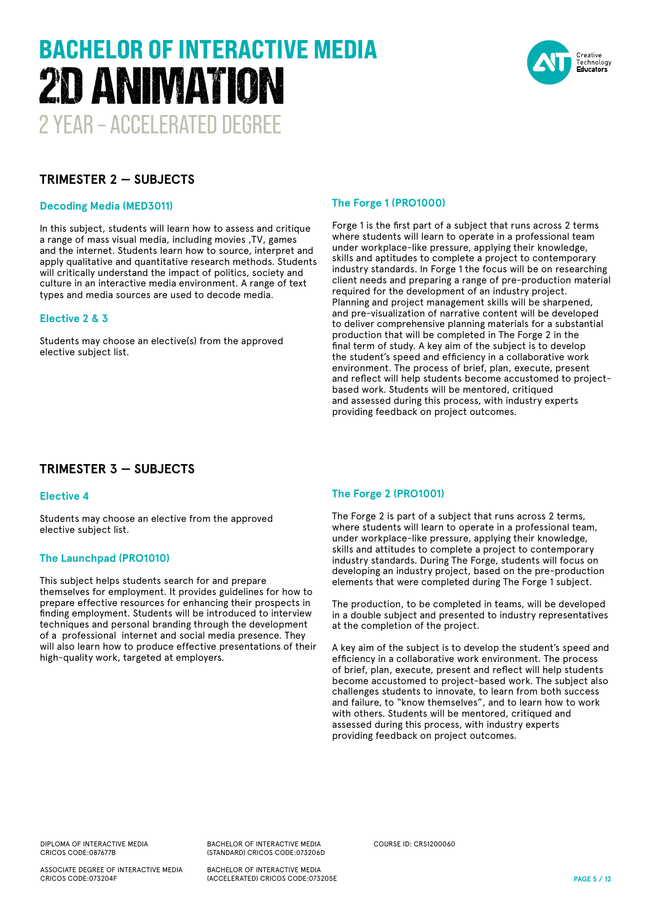# BACHELOR OF INTERACTIVE MEDIA
# 2D ANIMATION
## 2 YEAR – ACCELERATED DEGREE

## TRIMESTER 2 — SUBJECTS

### Decoding Media (MED3011)

In this subject, students will learn how to assess and critique a range of mass visual media, including movies ,TV, games and the internet. Students learn how to source, interpret and apply qualitative and quantitative research methods. Students will critically understand the impact of politics, society and culture in an interactive media environment. A range of text types and media sources are used to decode media.

### Elective 2 & 3

Students may choose an elective(s) from the approved elective subject list.

### The Forge 1 (PRO1000)

Forge 1 is the first part of a subject that runs across 2 terms where students will learn to operate in a professional team under workplace-like pressure, applying their knowledge, skills and aptitudes to complete a project to contemporary industry standards. In Forge 1 the focus will be on researching client needs and preparing a range of pre-production material required for the development of an industry project. Planning and project management skills will be sharpened, and pre-visualization of narrative content will be developed to deliver comprehensive planning materials for a substantial production that will be completed in The Forge 2 in the final term of study. A key aim of the subject is to develop the student's speed and efficiency in a collaborative work environment. The process of brief, plan, execute, present and reflect will help students become accustomed to project-based work. Students will be mentored, critiqued and assessed during this process, with industry experts providing feedback on project outcomes.

## TRIMESTER 3 — SUBJECTS

### Elective 4

Students may choose an elective from the approved elective subject list.

### The Launchpad (PRO1010)

This subject helps students search for and prepare themselves for employment. It provides guidelines for how to prepare effective resources for enhancing their prospects in finding employment. Students will be introduced to interview techniques and personal branding through the development of a professional internet and social media presence. They will also learn how to produce effective presentations of their high-quality work, targeted at employers.

### The Forge 2 (PRO1001)

The Forge 2 is part of a subject that runs across 2 terms, where students will learn to operate in a professional team, under workplace-like pressure, applying their knowledge, skills and attitudes to complete a project to contemporary industry standards. During The Forge, students will focus on developing an industry project, based on the pre-production elements that were completed during The Forge 1 subject.

The production, to be completed in teams, will be developed in a double subject and presented to industry representatives at the completion of the project.

A key aim of the subject is to develop the student's speed and efficiency in a collaborative work environment. The process of brief, plan, execute, present and reflect will help students become accustomed to project-based work. The subject also challenges students to innovate, to learn from both success and failure, to "know themselves", and to learn how to work with others. Students will be mentored, critiqued and assessed during this process, with industry experts providing feedback on project outcomes.

DIPLOMA OF INTERACTIVE MEDIA CRICOS CODE:087677B

ASSOCIATE DEGREE OF INTERACTIVE MEDIA CRICOS CODE:073204F

BACHELOR OF INTERACTIVE MEDIA (STANDARD) CRICOS CODE:073206D

BACHELOR OF INTERACTIVE MEDIA (ACCELERATED) CRICOS CODE:073205E

COURSE ID: CRS1200060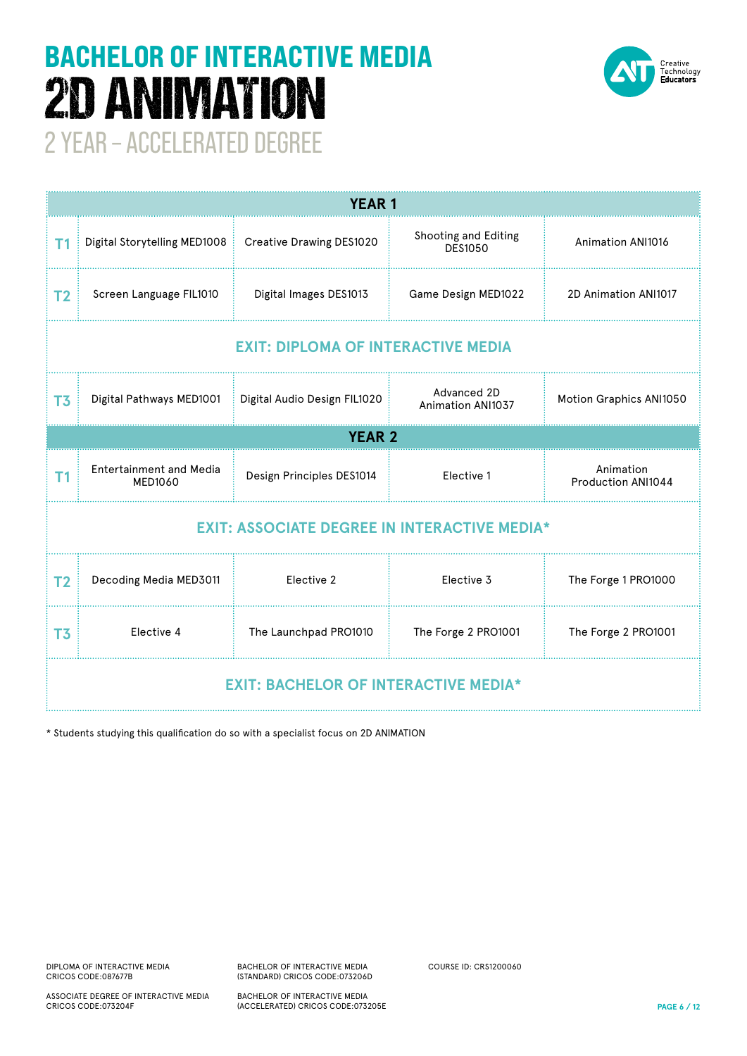# BACHELOR OF INTERACTIVE MEDIA
# 2D ANIMATION
## 2 YEAR – ACCELERATED DEGREE

Creative Technology Educators

| YEAR 1 | | | | |
|---|---|---|---|---|
| T1 | Digital Storytelling MED1008 | Creative Drawing DES1020 | Shooting and Editing DES1050 | Animation ANI1016 |
| T2 | Screen Language FIL1010 | Digital Images DES1013 | Game Design MED1022 | 2D Animation ANI1017 |
| **EXIT: DIPLOMA OF INTERACTIVE MEDIA** | | | | |
| T3 | Digital Pathways MED1001 | Digital Audio Design FIL1020 | Advanced 2D Animation ANI1037 | Motion Graphics ANI1050 |
| **YEAR 2** | | | | |
| T1 | Entertainment and Media MED1060 | Design Principles DES1014 | Elective 1 | Animation Production ANI1044 |
| **EXIT: ASSOCIATE DEGREE IN INTERACTIVE MEDIA*** | | | | |
| T2 | Decoding Media MED3011 | Elective 2 | Elective 3 | The Forge 1 PRO1000 |
| T3 | Elective 4 | The Launchpad PRO1010 | The Forge 2 PRO1001 | The Forge 2 PRO1001 |
| **EXIT: BACHELOR OF INTERACTIVE MEDIA*** | | | | |

* Students studying this qualification do so with a specialist focus on 2D ANIMATION

DIPLOMA OF INTERACTIVE MEDIA
CRICOS CODE:087677B

ASSOCIATE DEGREE OF INTERACTIVE MEDIA
CRICOS CODE:073204F

BACHELOR OF INTERACTIVE MEDIA
(STANDARD) CRICOS CODE:073206D

BACHELOR OF INTERACTIVE MEDIA
(ACCELERATED) CRICOS CODE:073205E

COURSE ID: CRS1200060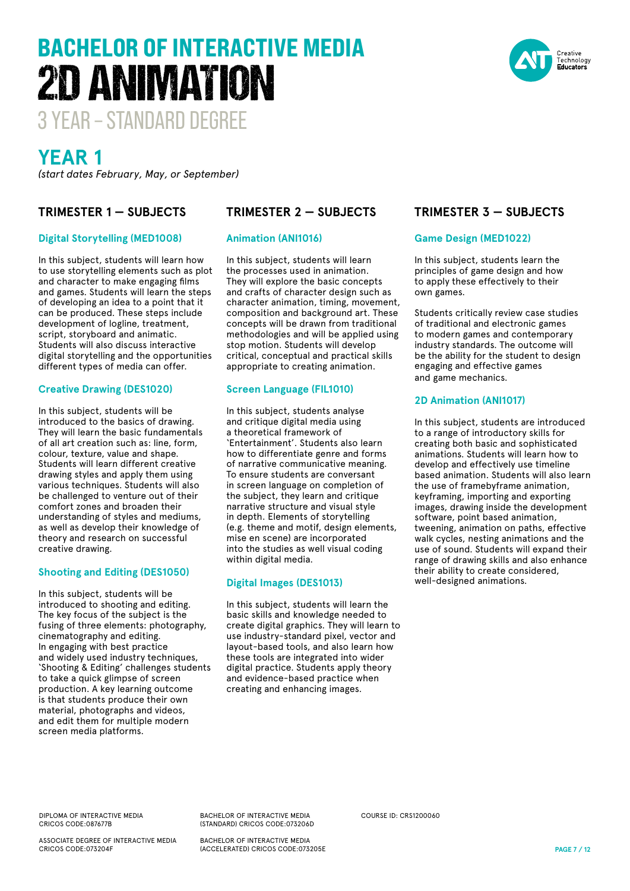# BACHELOR OF INTERACTIVE MEDIA
# 2D ANIMATION
## 3 YEAR – STANDARD DEGREE

Creative Technology Educators

## YEAR 1

*(start dates February, May, or September)*

### TRIMESTER 1 — SUBJECTS

#### Digital Storytelling (MED1008)

In this subject, students will learn how to use storytelling elements such as plot and character to make engaging films and games. Students will learn the steps of developing an idea to a point that it can be produced. These steps include development of logline, treatment, script, storyboard and animatic. Students will also discuss interactive digital storytelling and the opportunities different types of media can offer.

#### Creative Drawing (DES1020)

In this subject, students will be introduced to the basics of drawing. They will learn the basic fundamentals of all art creation such as: line, form, colour, texture, value and shape. Students will learn different creative drawing styles and apply them using various techniques. Students will also be challenged to venture out of their comfort zones and broaden their understanding of styles and mediums, as well as develop their knowledge of theory and research on successful creative drawing.

#### Shooting and Editing (DES1050)

In this subject, students will be introduced to shooting and editing. The key focus of the subject is the fusing of three elements: photography, cinematography and editing. In engaging with best practice and widely used industry techniques, 'Shooting & Editing' challenges students to take a quick glimpse of screen production. A key learning outcome is that students produce their own material, photographs and videos, and edit them for multiple modern screen media platforms.

### TRIMESTER 2 — SUBJECTS

#### Animation (ANI1016)

In this subject, students will learn the processes used in animation. They will explore the basic concepts and crafts of character design such as character animation, timing, movement, composition and background art. These concepts will be drawn from traditional methodologies and will be applied using stop motion. Students will develop critical, conceptual and practical skills appropriate to creating animation.

#### Screen Language (FIL1010)

In this subject, students analyse and critique digital media using a theoretical framework of 'Entertainment'. Students also learn how to differentiate genre and forms of narrative communicative meaning. To ensure students are conversant in screen language on completion of the subject, they learn and critique narrative structure and visual style in depth. Elements of storytelling (e.g. theme and motif, design elements, mise en scene) are incorporated into the studies as well visual coding within digital media.

#### Digital Images (DES1013)

In this subject, students will learn the basic skills and knowledge needed to create digital graphics. They will learn to use industry-standard pixel, vector and layout-based tools, and also learn how these tools are integrated into wider digital practice. Students apply theory and evidence-based practice when creating and enhancing images.

### TRIMESTER 3 — SUBJECTS

#### Game Design (MED1022)

In this subject, students learn the principles of game design and how to apply these effectively to their own games.

Students critically review case studies of traditional and electronic games to modern games and contemporary industry standards. The outcome will be the ability for the student to design engaging and effective games and game mechanics.

#### 2D Animation (ANI1017)

In this subject, students are introduced to a range of introductory skills for creating both basic and sophisticated animations. Students will learn how to develop and effectively use timeline based animation. Students will also learn the use of framebyframe animation, keyframing, importing and exporting images, drawing inside the development software, point based animation, tweening, animation on paths, effective walk cycles, nesting animations and the use of sound. Students will expand their range of drawing skills and also enhance their ability to create considered, well-designed animations.

DIPLOMA OF INTERACTIVE MEDIA CRICOS CODE:087677B

BACHELOR OF INTERACTIVE MEDIA (STANDARD) CRICOS CODE:073206D

COURSE ID: CRS1200060

ASSOCIATE DEGREE OF INTERACTIVE MEDIA CRICOS CODE:073204F

BACHELOR OF INTERACTIVE MEDIA (ACCELERATED) CRICOS CODE:073205E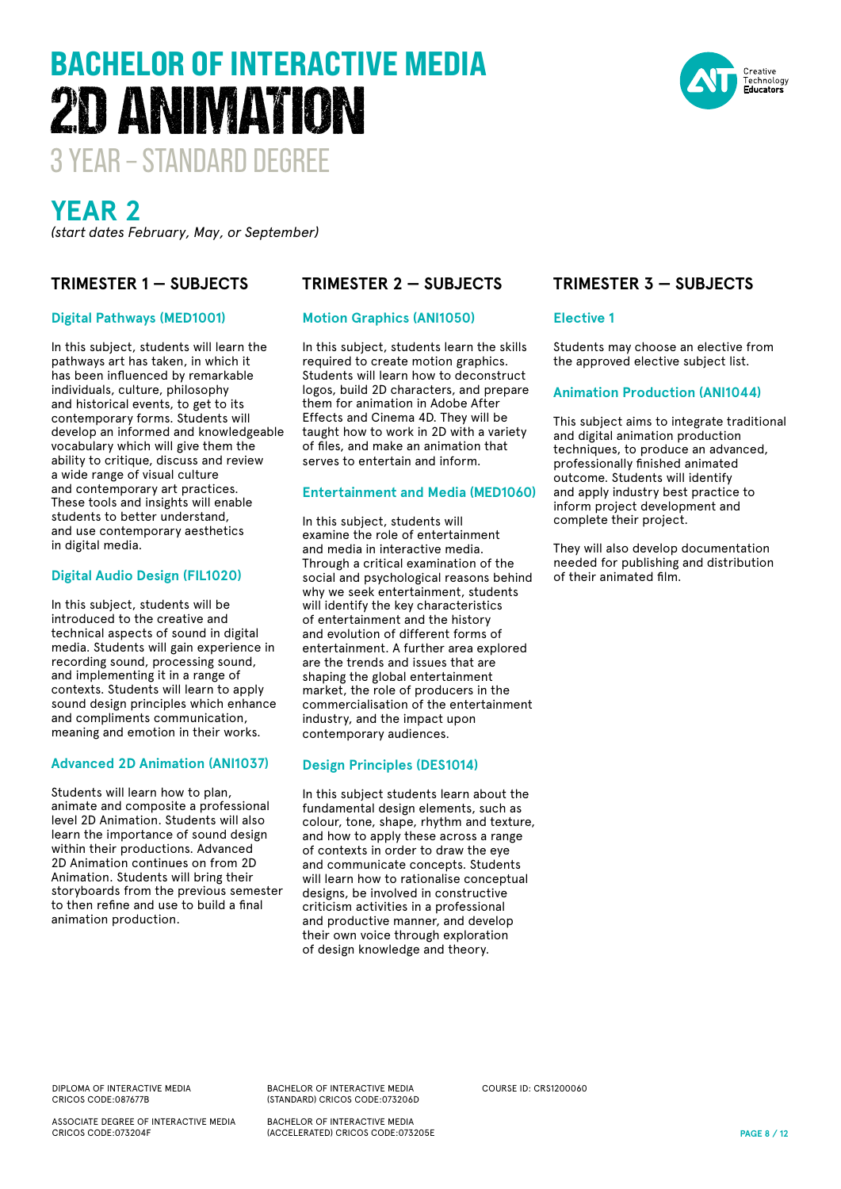# BACHELOR OF INTERACTIVE MEDIA
# 2D ANIMATION
## 3 YEAR – STANDARD DEGREE

## YEAR 2

*(start dates February, May, or September)*

### TRIMESTER 1 — SUBJECTS

#### Digital Pathways (MED1001)

In this subject, students will learn the pathways art has taken, in which it has been influenced by remarkable individuals, culture, philosophy and historical events, to get to its contemporary forms. Students will develop an informed and knowledgeable vocabulary which will give them the ability to critique, discuss and review a wide range of visual culture and contemporary art practices. These tools and insights will enable students to better understand, and use contemporary aesthetics in digital media.

#### Digital Audio Design (FIL1020)

In this subject, students will be introduced to the creative and technical aspects of sound in digital media. Students will gain experience in recording sound, processing sound, and implementing it in a range of contexts. Students will learn to apply sound design principles which enhance and compliments communication, meaning and emotion in their works.

#### Advanced 2D Animation (ANI1037)

Students will learn how to plan, animate and composite a professional level 2D Animation. Students will also learn the importance of sound design within their productions. Advanced 2D Animation continues on from 2D Animation. Students will bring their storyboards from the previous semester to then refine and use to build a final animation production.

### TRIMESTER 2 — SUBJECTS

#### Motion Graphics (ANI1050)

In this subject, students learn the skills required to create motion graphics. Students will learn how to deconstruct logos, build 2D characters, and prepare them for animation in Adobe After Effects and Cinema 4D. They will be taught how to work in 2D with a variety of files, and make an animation that serves to entertain and inform.

#### Entertainment and Media (MED1060)

In this subject, students will examine the role of entertainment and media in interactive media. Through a critical examination of the social and psychological reasons behind why we seek entertainment, students will identify the key characteristics of entertainment and the history and evolution of different forms of entertainment. A further area explored are the trends and issues that are shaping the global entertainment market, the role of producers in the commercialisation of the entertainment industry, and the impact upon contemporary audiences.

#### Design Principles (DES1014)

In this subject students learn about the fundamental design elements, such as colour, tone, shape, rhythm and texture, and how to apply these across a range of contexts in order to draw the eye and communicate concepts. Students will learn how to rationalise conceptual designs, be involved in constructive criticism activities in a professional and productive manner, and develop their own voice through exploration of design knowledge and theory.

### TRIMESTER 3 — SUBJECTS

#### Elective 1

Students may choose an elective from the approved elective subject list.

#### Animation Production (ANI1044)

This subject aims to integrate traditional and digital animation production techniques, to produce an advanced, professionally finished animated outcome. Students will identify and apply industry best practice to inform project development and complete their project.

They will also develop documentation needed for publishing and distribution of their animated film.

DIPLOMA OF INTERACTIVE MEDIA CRICOS CODE:087677B

ASSOCIATE DEGREE OF INTERACTIVE MEDIA CRICOS CODE:073204F

BACHELOR OF INTERACTIVE MEDIA (STANDARD) CRICOS CODE:073206D

BACHELOR OF INTERACTIVE MEDIA (ACCELERATED) CRICOS CODE:073205E

COURSE ID: CRS1200060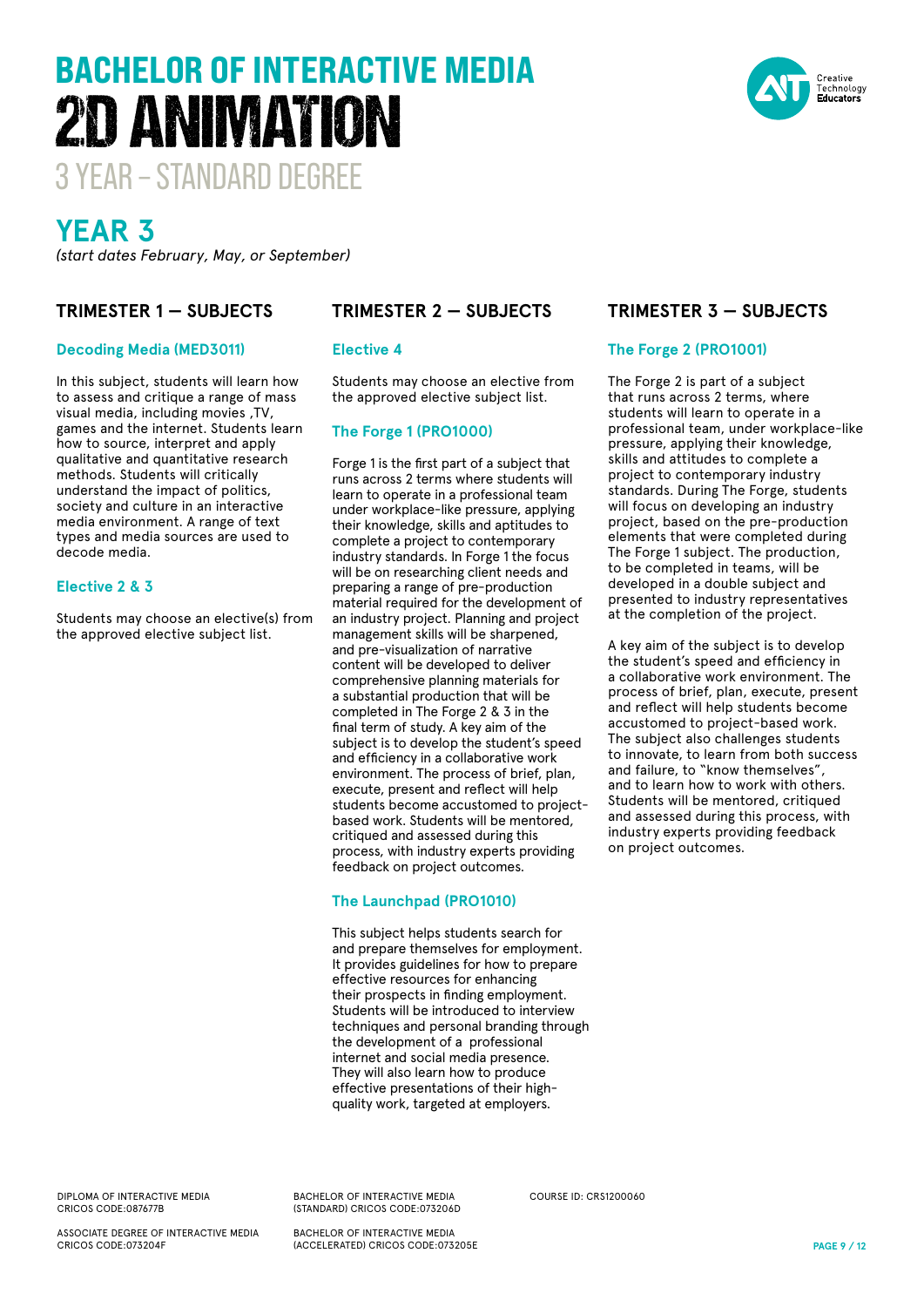# BACHELOR OF INTERACTIVE MEDIA
# 2D ANIMATION
## 3 YEAR – STANDARD DEGREE

## YEAR 3

*(start dates February, May, or September)*

### TRIMESTER 1 — SUBJECTS

#### Decoding Media (MED3011)

In this subject, students will learn how to assess and critique a range of mass visual media, including movies ,TV, games and the internet. Students learn how to source, interpret and apply qualitative and quantitative research methods. Students will critically understand the impact of politics, society and culture in an interactive media environment. A range of text types and media sources are used to decode media.

#### Elective 2 & 3

Students may choose an elective(s) from the approved elective subject list.

### TRIMESTER 2 — SUBJECTS

#### Elective 4

Students may choose an elective from the approved elective subject list.

#### The Forge 1 (PRO1000)

Forge 1 is the first part of a subject that runs across 2 terms where students will learn to operate in a professional team under workplace-like pressure, applying their knowledge, skills and aptitudes to complete a project to contemporary industry standards. In Forge 1 the focus will be on researching client needs and preparing a range of pre-production material required for the development of an industry project. Planning and project management skills will be sharpened, and pre-visualization of narrative content will be developed to deliver comprehensive planning materials for a substantial production that will be completed in The Forge 2 & 3 in the final term of study. A key aim of the subject is to develop the student's speed and efficiency in a collaborative work environment. The process of brief, plan, execute, present and reflect will help students become accustomed to project-based work. Students will be mentored, critiqued and assessed during this process, with industry experts providing feedback on project outcomes.

#### The Launchpad (PRO1010)

This subject helps students search for and prepare themselves for employment. It provides guidelines for how to prepare effective resources for enhancing their prospects in finding employment. Students will be introduced to interview techniques and personal branding through the development of a professional internet and social media presence. They will also learn how to produce effective presentations of their high-quality work, targeted at employers.

### TRIMESTER 3 — SUBJECTS

#### The Forge 2 (PRO1001)

The Forge 2 is part of a subject that runs across 2 terms, where students will learn to operate in a professional team, under workplace-like pressure, applying their knowledge, skills and attitudes to complete a project to contemporary industry standards. During The Forge, students will focus on developing an industry project, based on the pre-production elements that were completed during The Forge 1 subject. The production, to be completed in teams, will be developed in a double subject and presented to industry representatives at the completion of the project.

A key aim of the subject is to develop the student's speed and efficiency in a collaborative work environment. The process of brief, plan, execute, present and reflect will help students become accustomed to project-based work. The subject also challenges students to innovate, to learn from both success and failure, to "know themselves", and to learn how to work with others. Students will be mentored, critiqued and assessed during this process, with industry experts providing feedback on project outcomes.

DIPLOMA OF INTERACTIVE MEDIA
CRICOS CODE:087677B

ASSOCIATE DEGREE OF INTERACTIVE MEDIA
CRICOS CODE:073204F

BACHELOR OF INTERACTIVE MEDIA
(STANDARD) CRICOS CODE:073206D

BACHELOR OF INTERACTIVE MEDIA
(ACCELERATED) CRICOS CODE:073205E

COURSE ID: CRS1200060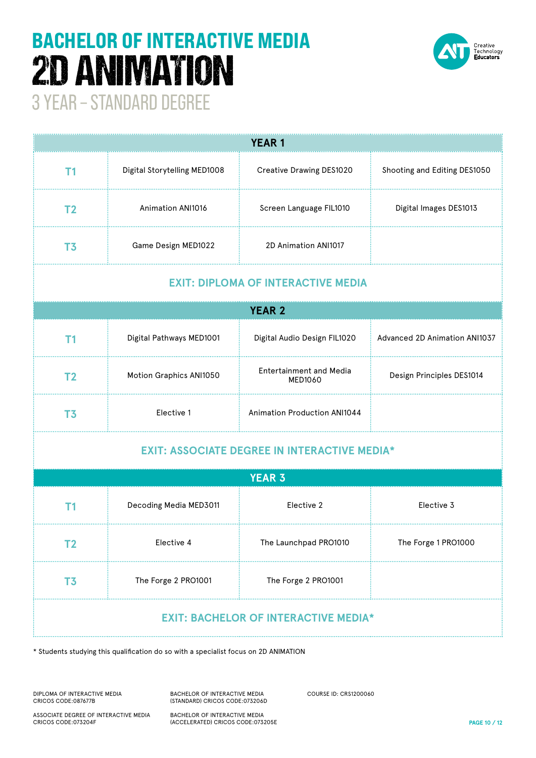# BACHELOR OF INTERACTIVE MEDIA
# 2D ANIMATION
## 3 YEAR – STANDARD DEGREE

Creative Technology Educators

| YEAR 1 | | | |
|---|---|---|---|
| T1 | Digital Storytelling MED1008 | Creative Drawing DES1020 | Shooting and Editing DES1050 |
| T2 | Animation ANI1016 | Screen Language FIL1010 | Digital Images DES1013 |
| T3 | Game Design MED1022 | 2D Animation ANI1017 | |
| **EXIT: DIPLOMA OF INTERACTIVE MEDIA** | | | |
| **YEAR 2** | | | |
| T1 | Digital Pathways MED1001 | Digital Audio Design FIL1020 | Advanced 2D Animation ANI1037 |
| T2 | Motion Graphics ANI1050 | Entertainment and Media MED1060 | Design Principles DES1014 |
| T3 | Elective 1 | Animation Production ANI1044 | |
| **EXIT: ASSOCIATE DEGREE IN INTERACTIVE MEDIA*** | | | |
| **YEAR 3** | | | |
| T1 | Decoding Media MED3011 | Elective 2 | Elective 3 |
| T2 | Elective 4 | The Launchpad PRO1010 | The Forge 1 PRO1000 |
| T3 | The Forge 2 PRO1001 | The Forge 2 PRO1001 | |
| **EXIT: BACHELOR OF INTERACTIVE MEDIA*** | | | |

* Students studying this qualification do so with a specialist focus on 2D ANIMATION

DIPLOMA OF INTERACTIVE MEDIA
CRICOS CODE:087677B

ASSOCIATE DEGREE OF INTERACTIVE MEDIA
CRICOS CODE:073204F

BACHELOR OF INTERACTIVE MEDIA
(STANDARD) CRICOS CODE:073206D

BACHELOR OF INTERACTIVE MEDIA
(ACCELERATED) CRICOS CODE:073205E

COURSE ID: CRS1200060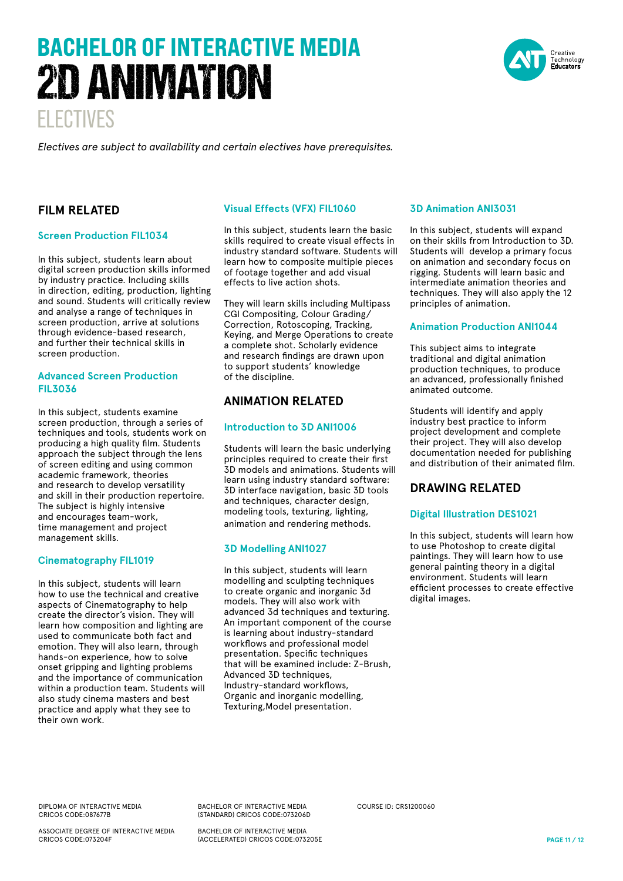# BACHELOR OF INTERACTIVE MEDIA
# 2D ANIMATION
## ELECTIVES

*Electives are subject to availability and certain electives have prerequisites.*

## FILM RELATED

### Screen Production FIL1034

In this subject, students learn about digital screen production skills informed by industry practice. Including skills in direction, editing, production, lighting and sound. Students will critically review and analyse a range of techniques in screen production, arrive at solutions through evidence-based research, and further their technical skills in screen production.

### Advanced Screen Production FIL3036

In this subject, students examine screen production, through a series of techniques and tools, students work on producing a high quality film. Students approach the subject through the lens of screen editing and using common academic framework, theories and research to develop versatility and skill in their production repertoire. The subject is highly intensive and encourages team-work, time management and project management skills.

### Cinematography FIL1019

In this subject, students will learn how to use the technical and creative aspects of Cinematography to help create the director's vision. They will learn how composition and lighting are used to communicate both fact and emotion. They will also learn, through hands-on experience, how to solve onset gripping and lighting problems and the importance of communication within a production team. Students will also study cinema masters and best practice and apply what they see to their own work.

### Visual Effects (VFX) FIL1060

In this subject, students learn the basic skills required to create visual effects in industry standard software. Students will learn how to composite multiple pieces of footage together and add visual effects to live action shots.

They will learn skills including Multipass CGI Compositing, Colour Grading/ Correction, Rotoscoping, Tracking, Keying, and Merge Operations to create a complete shot. Scholarly evidence and research findings are drawn upon to support students' knowledge of the discipline.

## ANIMATION RELATED

### Introduction to 3D ANI1006

Students will learn the basic underlying principles required to create their first 3D models and animations. Students will learn using industry standard software: 3D interface navigation, basic 3D tools and techniques, character design, modeling tools, texturing, lighting, animation and rendering methods.

### 3D Modelling ANI1027

In this subject, students will learn modelling and sculpting techniques to create organic and inorganic 3d models. They will also work with advanced 3d techniques and texturing. An important component of the course is learning about industry-standard workflows and professional model presentation. Specific techniques that will be examined include: Z-Brush, Advanced 3D techniques, Industry-standard workflows, Organic and inorganic modelling, Texturing,Model presentation.

### 3D Animation ANI3031

In this subject, students will expand on their skills from Introduction to 3D. Students will develop a primary focus on animation and secondary focus on rigging. Students will learn basic and intermediate animation theories and techniques. They will also apply the 12 principles of animation.

### Animation Production ANI1044

This subject aims to integrate traditional and digital animation production techniques, to produce an advanced, professionally finished animated outcome.

Students will identify and apply industry best practice to inform project development and complete their project. They will also develop documentation needed for publishing and distribution of their animated film.

## DRAWING RELATED

### Digital Illustration DES1021

In this subject, students will learn how to use Photoshop to create digital paintings. They will learn how to use general painting theory in a digital environment. Students will learn efficient processes to create effective digital images.

DIPLOMA OF INTERACTIVE MEDIA
CRICOS CODE:087677B

ASSOCIATE DEGREE OF INTERACTIVE MEDIA
CRICOS CODE:073204F

BACHELOR OF INTERACTIVE MEDIA
(STANDARD) CRICOS CODE:073206D

BACHELOR OF INTERACTIVE MEDIA
(ACCELERATED) CRICOS CODE:073205E

COURSE ID: CRS1200060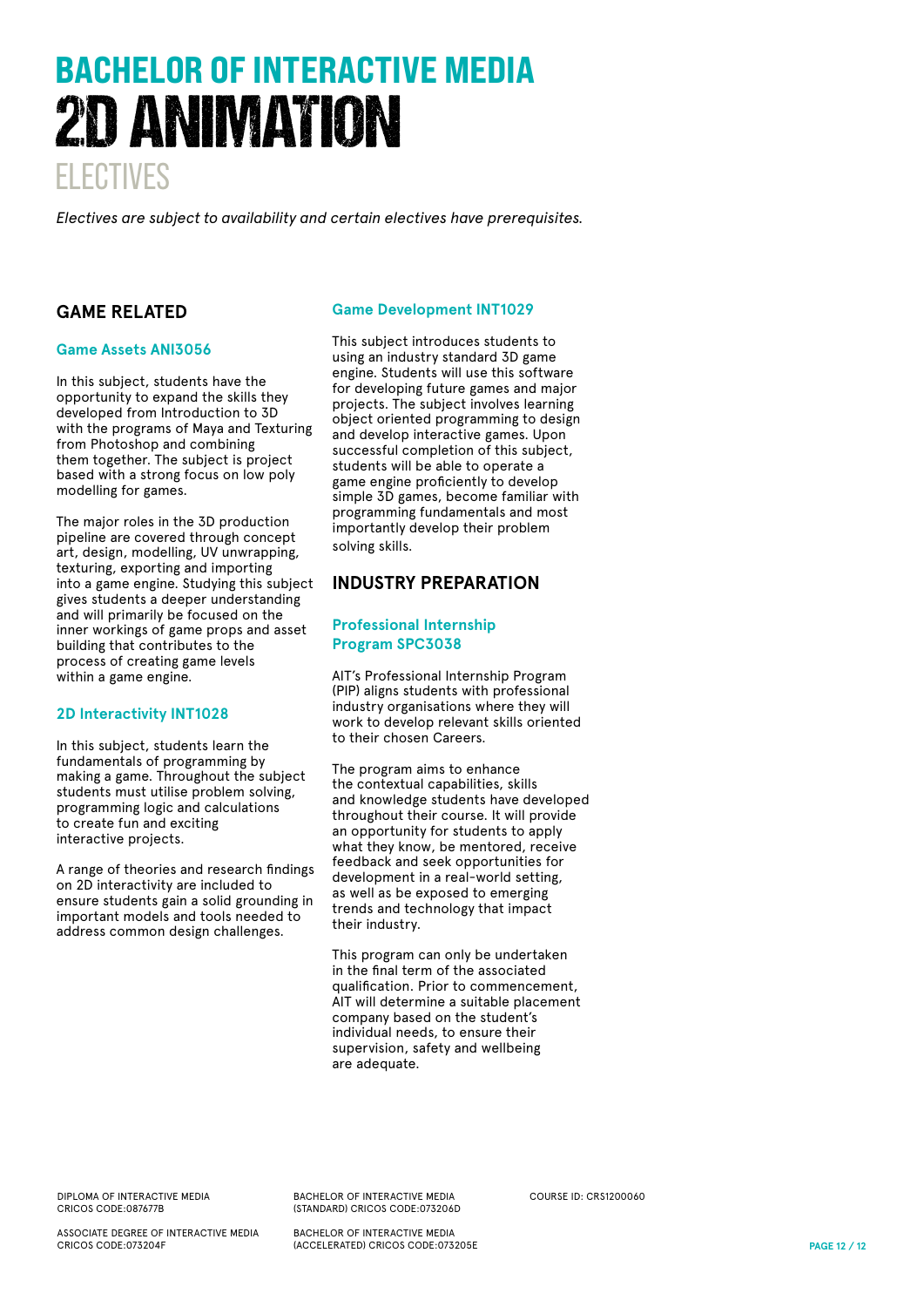# BACHELOR OF INTERACTIVE MEDIA
# 2D ANIMATION
## ELECTIVES

*Electives are subject to availability and certain electives have prerequisites.*

### GAME RELATED

#### Game Assets ANI3056

In this subject, students have the opportunity to expand the skills they developed from Introduction to 3D with the programs of Maya and Texturing from Photoshop and combining them together. The subject is project based with a strong focus on low poly modelling for games.

The major roles in the 3D production pipeline are covered through concept art, design, modelling, UV unwrapping, texturing, exporting and importing into a game engine. Studying this subject gives students a deeper understanding and will primarily be focused on the inner workings of game props and asset building that contributes to the process of creating game levels within a game engine.

#### 2D Interactivity INT1028

In this subject, students learn the fundamentals of programming by making a game. Throughout the subject students must utilise problem solving, programming logic and calculations to create fun and exciting interactive projects.

A range of theories and research findings on 2D interactivity are included to ensure students gain a solid grounding in important models and tools needed to address common design challenges.

#### Game Development INT1029

This subject introduces students to using an industry standard 3D game engine. Students will use this software for developing future games and major projects. The subject involves learning object oriented programming to design and develop interactive games. Upon successful completion of this subject, students will be able to operate a game engine proficiently to develop simple 3D games, become familiar with programming fundamentals and most importantly develop their problem solving skills.

### INDUSTRY PREPARATION

#### Professional Internship Program SPC3038

AIT's Professional Internship Program (PIP) aligns students with professional industry organisations where they will work to develop relevant skills oriented to their chosen Careers.

The program aims to enhance the contextual capabilities, skills and knowledge students have developed throughout their course. It will provide an opportunity for students to apply what they know, be mentored, receive feedback and seek opportunities for development in a real-world setting, as well as be exposed to emerging trends and technology that impact their industry.

This program can only be undertaken in the final term of the associated qualification. Prior to commencement, AIT will determine a suitable placement company based on the student's individual needs, to ensure their supervision, safety and wellbeing are adequate.

DIPLOMA OF INTERACTIVE MEDIA
CRICOS CODE:087677B

ASSOCIATE DEGREE OF INTERACTIVE MEDIA
CRICOS CODE:073204F

BACHELOR OF INTERACTIVE MEDIA
(STANDARD) CRICOS CODE:073206D

BACHELOR OF INTERACTIVE MEDIA
(ACCELERATED) CRICOS CODE:073205E

COURSE ID: CRS1200060